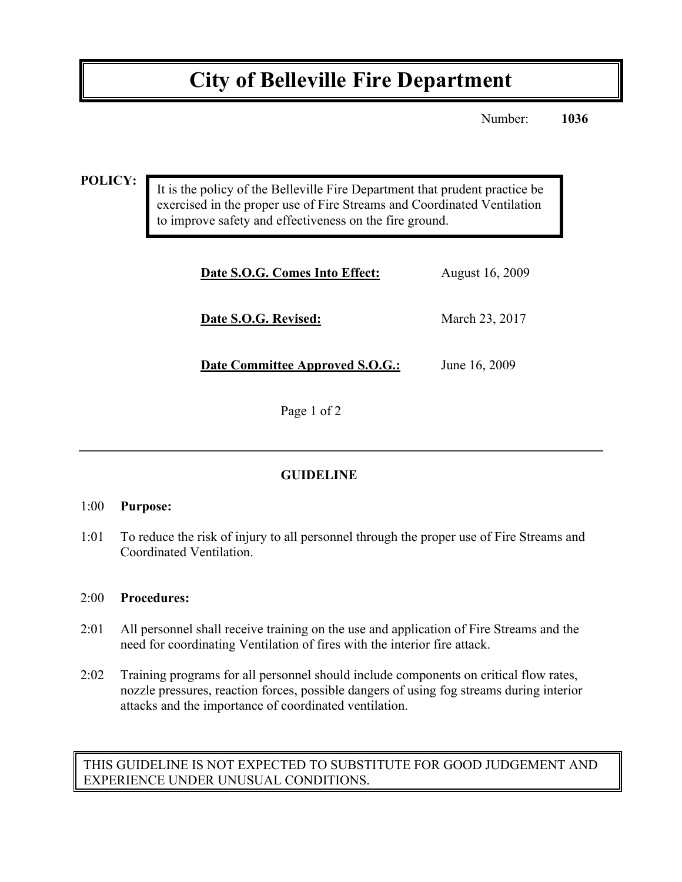# City of Belleville Fire Department

Number: **1036**

**POLICY:**

It is the policy of the Belleville Fire Department that prudent practice be exercised in the proper use of Fire Streams and Coordinated Ventilation to improve safety and effectiveness on the fire ground.

**Date S.O.G. Comes Into Effect:** August 16, 2009

**Date S.O.G. Revised:** March 23, 2017

**Date Committee Approved S.O.G.:** June 16, 2009

## GUIDELINE

1:00 **Purpose:**

1:01 To reduce the risk of injury to all personnel through the proper use of Fire Streams and Coordinated Ventilation.

2:00 **Procedures:**

2:01 All personnel shall receive training on the use and application of Fire Streams and the need for coordinating Ventilation of fires with the interior fire attack.

2:02 Training programs for all personnel should include components on critical flow rates, nozzle pressures, reaction forces, possible dangers of using fog streams during interior attacks and the importance of coordinated ventilation.

THIS GUIDELINE IS NOT EXPECTED TO SUBSTITUTE FOR GOOD JUDGEMENT AND EXPERIENCE UNDER UNUSUAL CONDITIONS.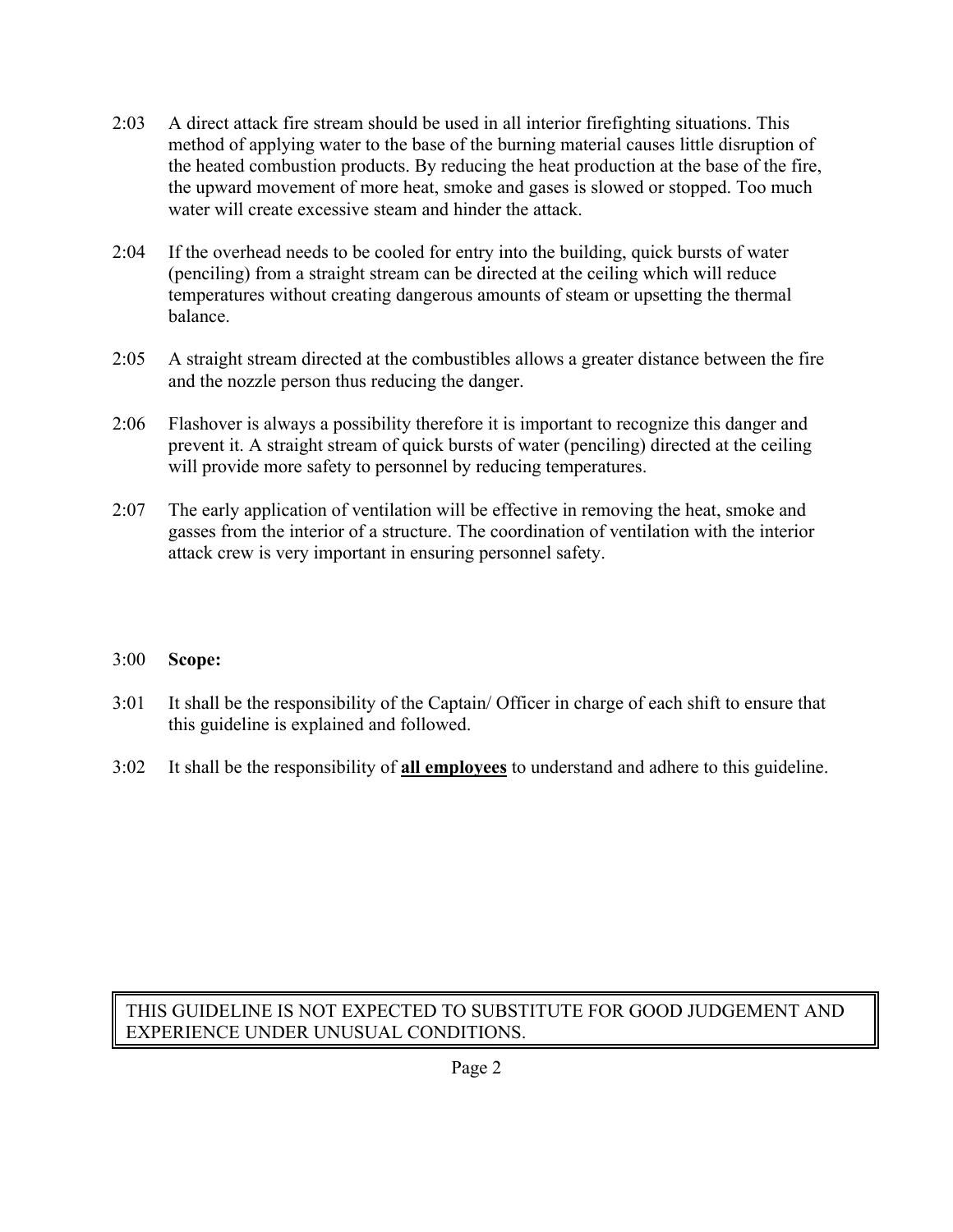2:03 A direct attack fire stream should be used in all interior firefighting situations. This method of applying water to the base of the burning material causes little disruption of the heated combustion products. By reducing the heat production at the base of the fire, the upward movement of more heat, smoke and gases is slowed or stopped. Too much water will create excessive steam and hinder the attack.

2:04 If the overhead needs to be cooled for entry into the building, quick bursts of water (penciling) from a straight stream can be directed at the ceiling which will reduce temperatures without creating dangerous amounts of steam or upsetting the thermal balance.

2:05 A straight stream directed at the combustibles allows a greater distance between the fire and the nozzle person thus reducing the danger.

2:06 Flashover is always a possibility therefore it is important to recognize this danger and prevent it. A straight stream of quick bursts of water (penciling) directed at the ceiling will provide more safety to personnel by reducing temperatures.

2:07 The early application of ventilation will be effective in removing the heat, smoke and gasses from the interior of a structure. The coordination of ventilation with the interior attack crew is very important in ensuring personnel safety.

3:00 **Scope:**

3:01 It shall be the responsibility of the Captain/ Officer in charge of each shift to ensure that this guideline is explained and followed.

3:02 It shall be the responsibility of **<u>all employees</u>** to understand and adhere to this guideline.

| |
|---|
| THIS GUIDELINE IS NOT EXPECTED TO SUBSTITUTE FOR GOOD JUDGEMENT AND EXPERIENCE UNDER UNUSUAL CONDITIONS. |